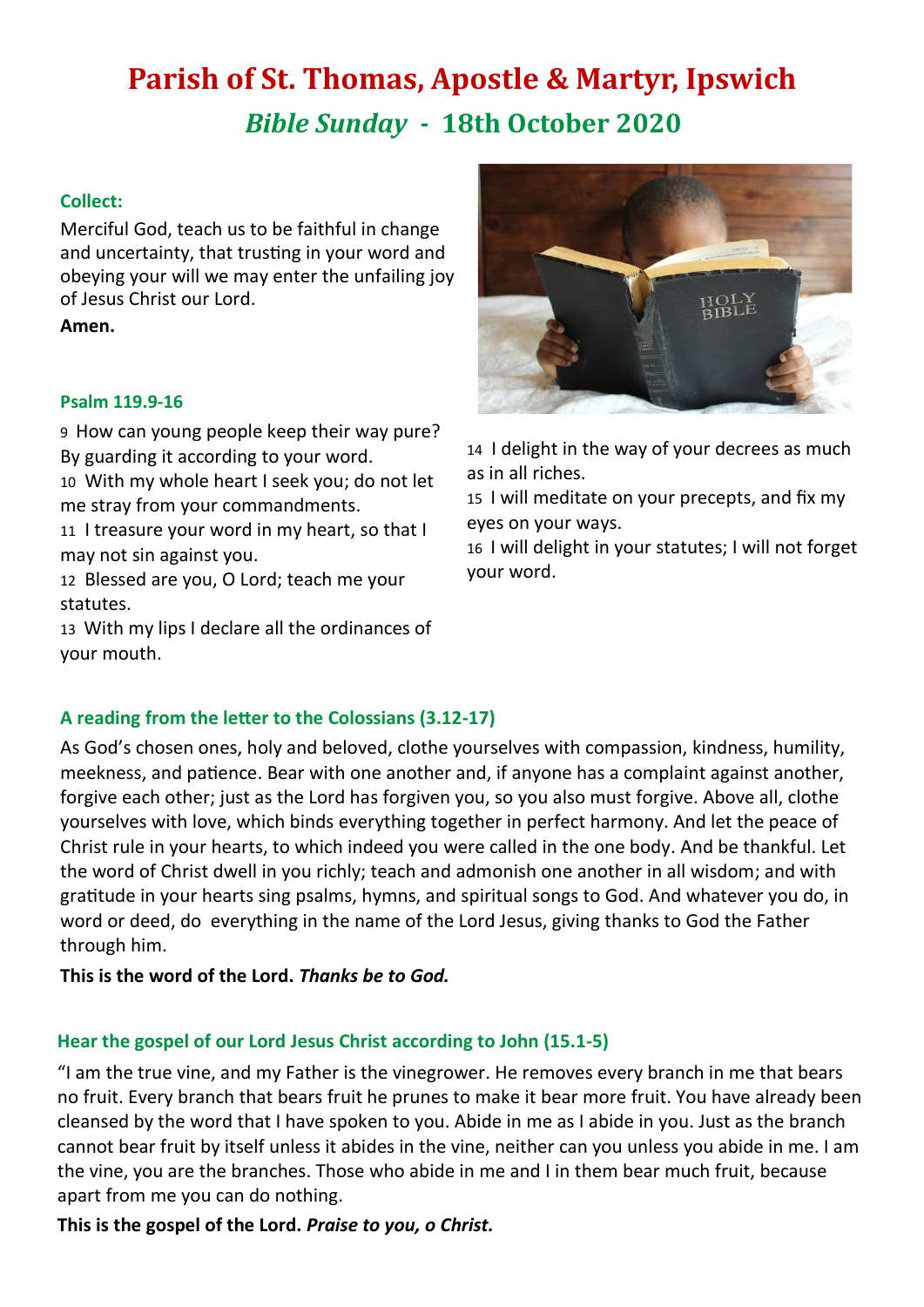# Parish of St. Thomas, Apostle & Martyr, Ipswich

## *Bible Sunday* - 18th October 2020

### Collect:

Merciful God, teach us to be faithful in change and uncertainty, that trusting in your word and obeying your will we may enter the unfailing joy of Jesus Christ our Lord.

**Amen.**

### Psalm 119.9-16

9 How can young people keep their way pure? By guarding it according to your word.
10 With my whole heart I seek you; do not let me stray from your commandments.
11 I treasure your word in my heart, so that I may not sin against you.
12 Blessed are you, O Lord; teach me your statutes.
13 With my lips I declare all the ordinances of your mouth.
14 I delight in the way of your decrees as much as in all riches.
15 I will meditate on your precepts, and fix my eyes on your ways.
16 I will delight in your statutes; I will not forget your word.

### A reading from the letter to the Colossians (3.12-17)

As God's chosen ones, holy and beloved, clothe yourselves with compassion, kindness, humility, meekness, and patience. Bear with one another and, if anyone has a complaint against another, forgive each other; just as the Lord has forgiven you, so you also must forgive. Above all, clothe yourselves with love, which binds everything together in perfect harmony. And let the peace of Christ rule in your hearts, to which indeed you were called in the one body. And be thankful. Let the word of Christ dwell in you richly; teach and admonish one another in all wisdom; and with gratitude in your hearts sing psalms, hymns, and spiritual songs to God. And whatever you do, in word or deed, do everything in the name of the Lord Jesus, giving thanks to God the Father through him.

**This is the word of the Lord. *Thanks be to God.***

### Hear the gospel of our Lord Jesus Christ according to John (15.1-5)

"I am the true vine, and my Father is the vinegrower. He removes every branch in me that bears no fruit. Every branch that bears fruit he prunes to make it bear more fruit. You have already been cleansed by the word that I have spoken to you. Abide in me as I abide in you. Just as the branch cannot bear fruit by itself unless it abides in the vine, neither can you unless you abide in me. I am the vine, you are the branches. Those who abide in me and I in them bear much fruit, because apart from me you can do nothing.

**This is the gospel of the Lord. *Praise to you, o Christ.***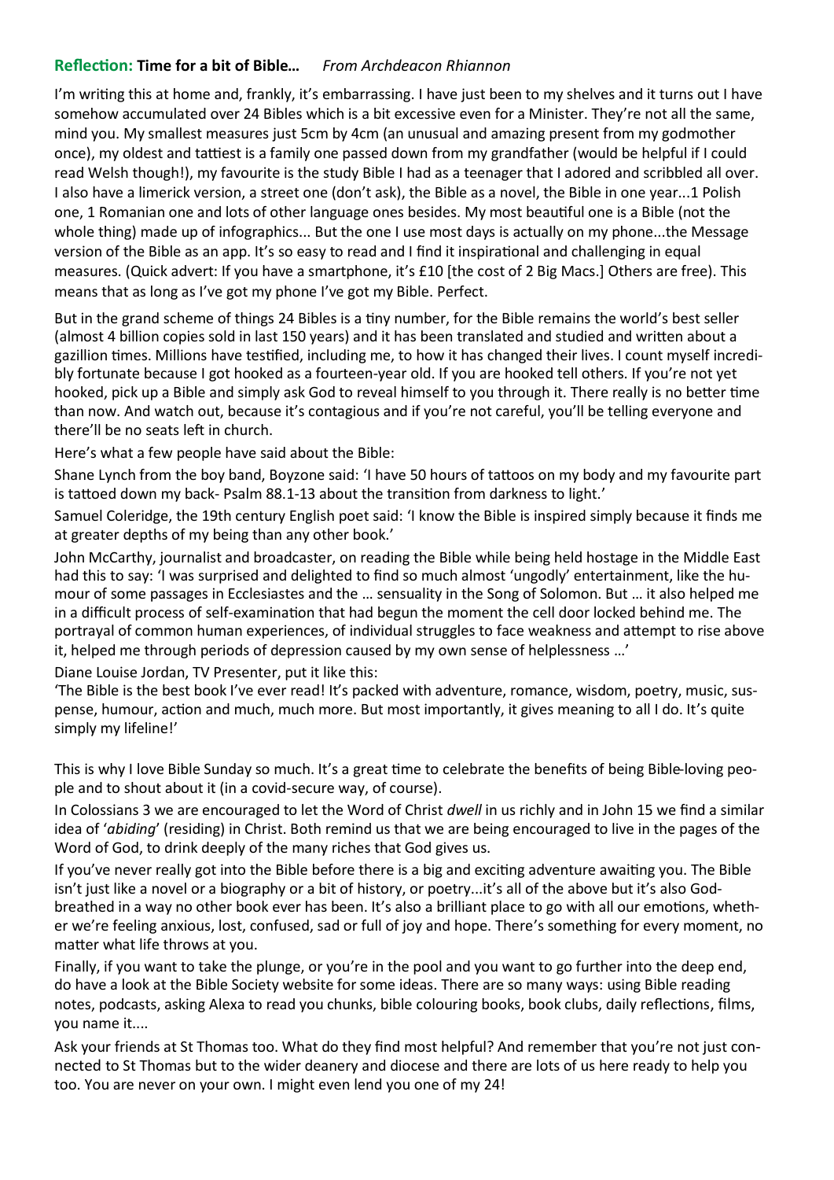**Reflection: Time for a bit of Bible…** *From Archdeacon Rhiannon*

I'm writing this at home and, frankly, it's embarrassing. I have just been to my shelves and it turns out I have somehow accumulated over 24 Bibles which is a bit excessive even for a Minister. They're not all the same, mind you. My smallest measures just 5cm by 4cm (an unusual and amazing present from my godmother once), my oldest and tattiest is a family one passed down from my grandfather (would be helpful if I could read Welsh though!), my favourite is the study Bible I had as a teenager that I adored and scribbled all over. I also have a limerick version, a street one (don't ask), the Bible as a novel, the Bible in one year...1 Polish one, 1 Romanian one and lots of other language ones besides. My most beautiful one is a Bible (not the whole thing) made up of infographics... But the one I use most days is actually on my phone...the Message version of the Bible as an app. It's so easy to read and I find it inspirational and challenging in equal measures. (Quick advert: If you have a smartphone, it's £10 [the cost of 2 Big Macs.] Others are free). This means that as long as I've got my phone I've got my Bible. Perfect.

But in the grand scheme of things 24 Bibles is a tiny number, for the Bible remains the world's best seller (almost 4 billion copies sold in last 150 years) and it has been translated and studied and written about a gazillion times. Millions have testified, including me, to how it has changed their lives. I count myself incredibly fortunate because I got hooked as a fourteen-year old. If you are hooked tell others. If you're not yet hooked, pick up a Bible and simply ask God to reveal himself to you through it. There really is no better time than now. And watch out, because it's contagious and if you're not careful, you'll be telling everyone and there'll be no seats left in church.

Here's what a few people have said about the Bible:

Shane Lynch from the boy band, Boyzone said: 'I have 50 hours of tattoos on my body and my favourite part is tattooed down my back- Psalm 88.1-13 about the transition from darkness to light.'

Samuel Coleridge, the 19th century English poet said: 'I know the Bible is inspired simply because it finds me at greater depths of my being than any other book.'

John McCarthy, journalist and broadcaster, on reading the Bible while being held hostage in the Middle East had this to say: 'I was surprised and delighted to find so much almost 'ungodly' entertainment, like the humour of some passages in Ecclesiastes and the … sensuality in the Song of Solomon. But … it also helped me in a difficult process of self-examination that had begun the moment the cell door locked behind me. The portrayal of common human experiences, of individual struggles to face weakness and attempt to rise above it, helped me through periods of depression caused by my own sense of helplessness …'

Diane Louise Jordan, TV Presenter, put it like this:

'The Bible is the best book I've ever read! It's packed with adventure, romance, wisdom, poetry, music, suspense, humour, action and much, much more. But most importantly, it gives meaning to all I do. It's quite simply my lifeline!'

This is why I love Bible Sunday so much. It's a great time to celebrate the benefits of being Bible-loving people and to shout about it (in a covid-secure way, of course).

In Colossians 3 we are encouraged to let the Word of Christ *dwell* in us richly and in John 15 we find a similar idea of '*abiding*' (residing) in Christ. Both remind us that we are being encouraged to live in the pages of the Word of God, to drink deeply of the many riches that God gives us.

If you've never really got into the Bible before there is a big and exciting adventure awaiting you. The Bible isn't just like a novel or a biography or a bit of history, or poetry...it's all of the above but it's also God-breathed in a way no other book ever has been. It's also a brilliant place to go with all our emotions, whether we're feeling anxious, lost, confused, sad or full of joy and hope. There's something for every moment, no matter what life throws at you.

Finally, if you want to take the plunge, or you're in the pool and you want to go further into the deep end, do have a look at the Bible Society website for some ideas. There are so many ways: using Bible reading notes, podcasts, asking Alexa to read you chunks, bible colouring books, book clubs, daily reflections, films, you name it....

Ask your friends at St Thomas too. What do they find most helpful? And remember that you're not just connected to St Thomas but to the wider deanery and diocese and there are lots of us here ready to help you too. You are never on your own. I might even lend you one of my 24!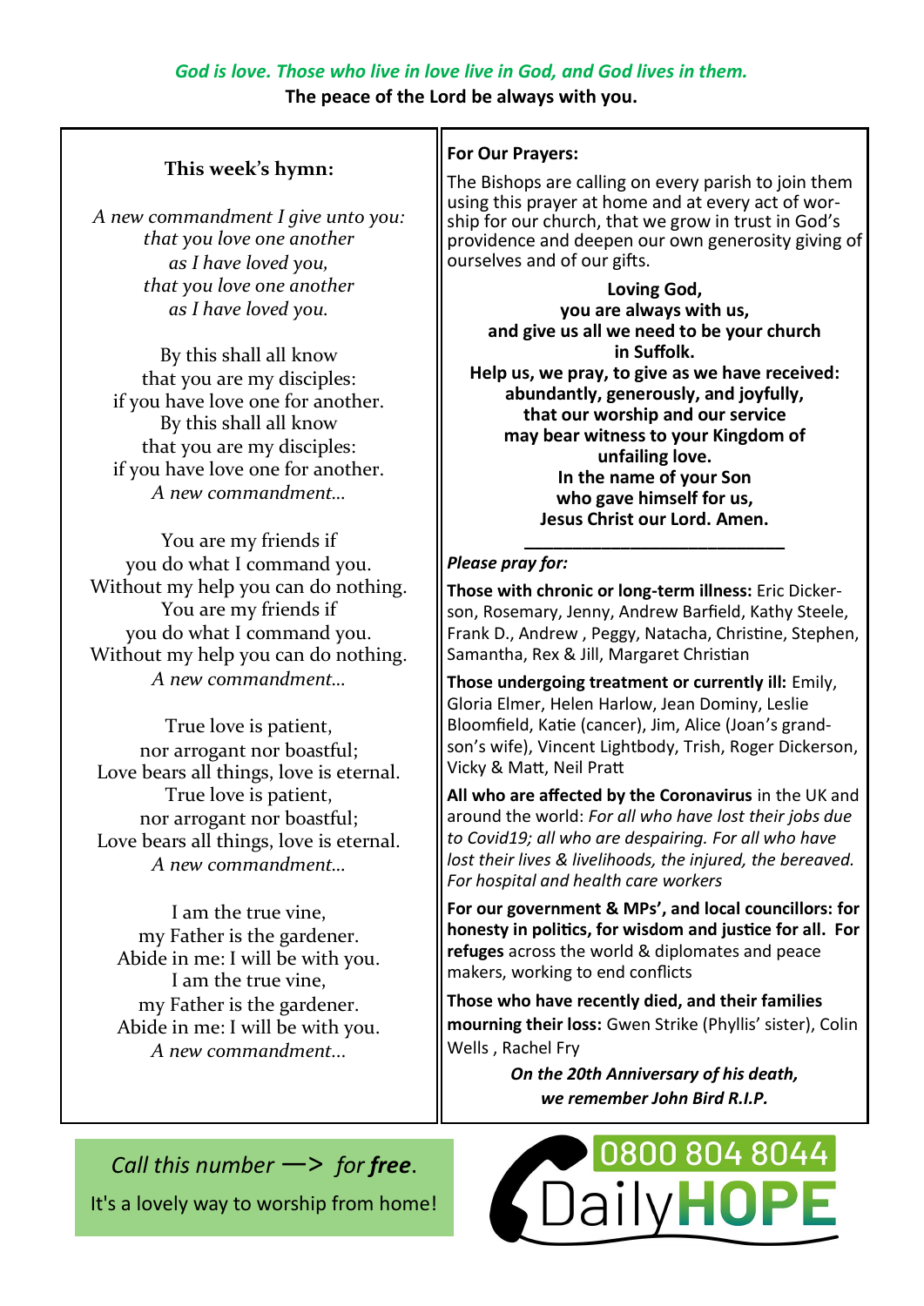*God is love. Those who live in love live in God, and God lives in them.*

**The peace of the Lord be always with you.**

## This week's hymn:

*A new commandment I give unto you:*
*that you love one another*
*as I have loved you,*
*that you love one another*
*as I have loved you.*

By this shall all know
that you are my disciples:
if you have love one for another.
By this shall all know
that you are my disciples:
if you have love one for another.
*A new commandment…*

You are my friends if
you do what I command you.
Without my help you can do nothing.
You are my friends if
you do what I command you.
Without my help you can do nothing.
*A new commandment…*

True love is patient,
nor arrogant nor boastful;
Love bears all things, love is eternal.
True love is patient,
nor arrogant nor boastful;
Love bears all things, love is eternal.
*A new commandment…*

I am the true vine,
my Father is the gardener.
Abide in me: I will be with you.
I am the true vine,
my Father is the gardener.
Abide in me: I will be with you.
*A new commandment…*

## For Our Prayers:

The Bishops are calling on every parish to join them using this prayer at home and at every act of worship for our church, that we grow in trust in God's providence and deepen our own generosity giving of ourselves and of our gifts.

**Loving God,**
**you are always with us,**
**and give us all we need to be your church in Suffolk.**
**Help us, we pray, to give as we have received: abundantly, generously, and joyfully,**
**that our worship and our service may bear witness to your Kingdom of unfailing love.**
**In the name of your Son who gave himself for us,**
**Jesus Christ our Lord. Amen.**

---

*Please pray for:*

**Those with chronic or long-term illness:** Eric Dickerson, Rosemary, Jenny, Andrew Barfield, Kathy Steele, Frank D., Andrew , Peggy, Natacha, Christine, Stephen, Samantha, Rex & Jill, Margaret Christian

**Those undergoing treatment or currently ill:** Emily, Gloria Elmer, Helen Harlow, Jean Dominy, Leslie Bloomfield, Katie (cancer), Jim, Alice (Joan's grandson's wife), Vincent Lightbody, Trish, Roger Dickerson, Vicky & Matt, Neil Pratt

**All who are affected by the Coronavirus** in the UK and around the world: *For all who have lost their jobs due to Covid19; all who are despairing. For all who have lost their lives & livelihoods, the injured, the bereaved. For hospital and health care workers*

**For our government & MPs', and local councillors: for honesty in politics, for wisdom and justice for all. For refuges** across the world & diplomates and peace makers, working to end conflicts

**Those who have recently died, and their families mourning their loss:** Gwen Strike (Phyllis' sister), Colin Wells , Rachel Fry

***On the 20th Anniversary of his death, we remember John Bird R.I.P.***

*Call this number —> for **free**.*

It's a lovely way to worship from home!

0800 804 8044 DailyHOPE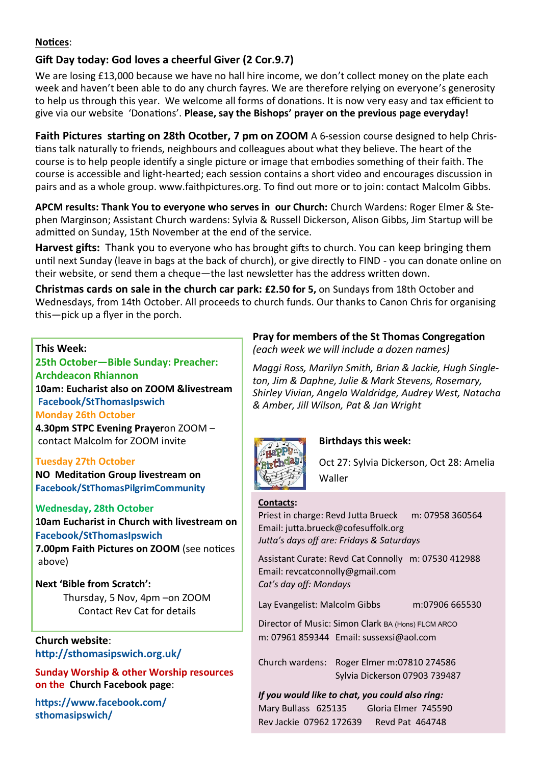**Notices**:

## Gift Day today: God loves a cheerful Giver (2 Cor.9.7)

We are losing £13,000 because we have no hall hire income, we don't collect money on the plate each week and haven't been able to do any church fayres. We are therefore relying on everyone's generosity to help us through this year. We welcome all forms of donations. It is now very easy and tax efficient to give via our website 'Donations'. **Please, say the Bishops' prayer on the previous page everyday!**

**Faith Pictures starting on 28th Ocotber, 7 pm on ZOOM** A 6-session course designed to help Christians talk naturally to friends, neighbours and colleagues about what they believe. The heart of the course is to help people identify a single picture or image that embodies something of their faith. The course is accessible and light-hearted; each session contains a short video and encourages discussion in pairs and as a whole group. www.faithpictures.org. To find out more or to join: contact Malcolm Gibbs.

**APCM results: Thank You to everyone who serves in our Church:** Church Wardens: Roger Elmer & Stephen Marginson; Assistant Church wardens: Sylvia & Russell Dickerson, Alison Gibbs, Jim Startup will be admitted on Sunday, 15th November at the end of the service.

**Harvest gifts:** Thank you to everyone who has brought gifts to church. You can keep bringing them until next Sunday (leave in bags at the back of church), or give directly to FIND - you can donate online on their website, or send them a cheque—the last newsletter has the address written down.

**Christmas cards on sale in the church car park: £2.50 for 5,** on Sundays from 18th October and Wednesdays, from 14th October. All proceeds to church funds. Our thanks to Canon Chris for organising this—pick up a flyer in the porch.

**This Week:**

**25th October—Bible Sunday: Preacher: Archdeacon Rhiannon**

**10am: Eucharist also on ZOOM &livestream Facebook/StThomasIpswich**

**Monday 26th October**

**4.30pm STPC Evening Prayer**on ZOOM – contact Malcolm for ZOOM invite

**Tuesday 27th October**

**NO Meditation Group livestream on Facebook/StThomasPilgrimCommunity**

**Wednesday, 28th October**

**10am Eucharist in Church with livestream on Facebook/StThomasIpswich**

**7.00pm Faith Pictures on ZOOM** (see notices above)

**Next 'Bible from Scratch':**

Thursday, 5 Nov, 4pm –on ZOOM
Contact Rev Cat for details

**Church website**:
**http://sthomasipswich.org.uk/**

**Sunday Worship & other Worship resources on the Church Facebook page**:

**https://www.facebook.com/sthomasipswich/**

**Pray for members of the St Thomas Congregation**
*(each week we will include a dozen names)*

*Maggi Ross, Marilyn Smith, Brian & Jackie, Hugh Singleton, Jim & Daphne, Julie & Mark Stevens, Rosemary, Shirley Vivian, Angela Waldridge, Audrey West, Natacha & Amber, Jill Wilson, Pat & Jan Wright*

**Birthdays this week:**

Oct 27: Sylvia Dickerson, Oct 28: Amelia Waller

**Contacts:**

Priest in charge: Revd Jutta Brueck m: 07958 360564
Email: jutta.brueck@cofesuffolk.org
*Jutta's days off are: Fridays & Saturdays*

Assistant Curate: Revd Cat Connolly m: 07530 412988
Email: revcatconnolly@gmail.com
*Cat's day off: Mondays*

Lay Evangelist: Malcolm Gibbs m:07906 665530

Director of Music: Simon Clark BA (Hons) FLCM ARCO
m: 07961 859344 Email: sussexsi@aol.com

Church wardens: Roger Elmer m:07810 274586
Sylvia Dickerson 07903 739487

***If you would like to chat, you could also ring:***
Mary Bullass 625135 Gloria Elmer 745590
Rev Jackie 07962 172639 Revd Pat 464748